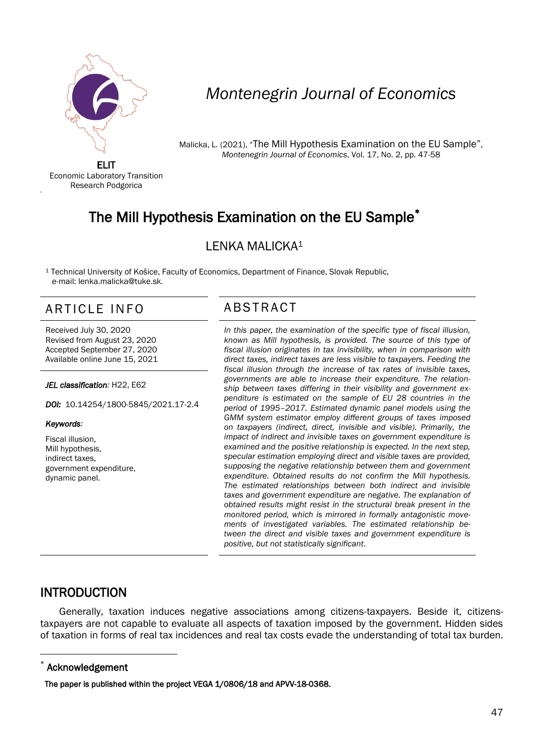ELIT
Economic Laboratory Transition Research Podgorica

# Montenegrin Journal of Economics

Malicka, L. (2021), "The Mill Hypothesis Examination on the EU Sample", *Montenegrin Journal of Economics*, Vol. 17, No. 2, pp. 47-58

# The Mill Hypothesis Examination on the EU Sample*

LENKA MALICKA[1]

[1] Technical University of Košice, Faculty of Economics, Department of Finance, Slovak Republic, e-mail: lenka.malicka@tuke.sk.

## ARTICLE INFO

Received July 30, 2020
Revised from August 23, 2020
Accepted September 27, 2020
Available online June 15, 2021

***JEL classification:*** H22, E62

***DOI:*** 10.14254/1800-5845/2021.17-2.4

***Keywords:***

Fiscal illusion,
Mill hypothesis,
indirect taxes,
government expenditure,
dynamic panel.

## ABSTRACT

*In this paper, the examination of the specific type of fiscal illusion, known as Mill hypothesis, is provided. The source of this type of fiscal illusion originates in tax invisibility, when in comparison with direct taxes, indirect taxes are less visible to taxpayers. Feeding the fiscal illusion through the increase of tax rates of invisible taxes, governments are able to increase their expenditure. The relationship between taxes differing in their visibility and government expenditure is estimated on the sample of EU 28 countries in the period of 1995–2017. Estimated dynamic panel models using the GMM system estimator employ different groups of taxes imposed on taxpayers (indirect, direct, invisible and visible). Primarily, the impact of indirect and invisible taxes on government expenditure is examined and the positive relationship is expected. In the next step, specular estimation employing direct and visible taxes are provided, supposing the negative relationship between them and government expenditure. Obtained results do not confirm the Mill hypothesis. The estimated relationships between both indirect and invisible taxes and government expenditure are negative. The explanation of obtained results might resist in the structural break present in the monitored period, which is mirrored in formally antagonistic movements of investigated variables. The estimated relationship between the direct and visible taxes and government expenditure is positive, but not statistically significant.*

## INTRODUCTION

Generally, taxation induces negative associations among citizens-taxpayers. Beside it, citizens-taxpayers are not capable to evaluate all aspects of taxation imposed by the government. Hidden sides of taxation in forms of real tax incidences and real tax costs evade the understanding of total tax burden.

---

\* **Acknowledgement**

**The paper is published within the project VEGA 1/0806/18 and APVV-18-0368.**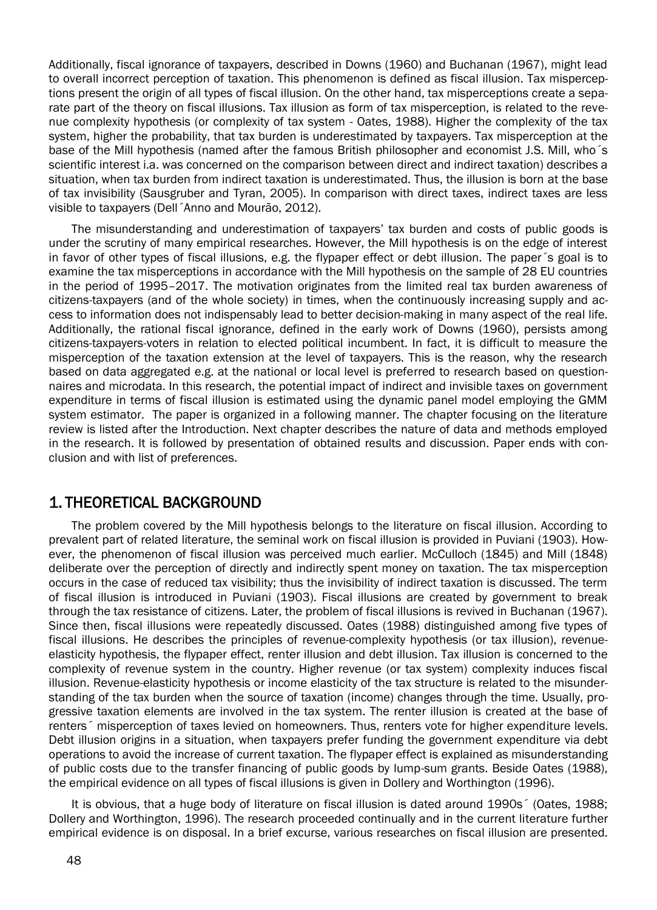Additionally, fiscal ignorance of taxpayers, described in Downs (1960) and Buchanan (1967), might lead to overall incorrect perception of taxation. This phenomenon is defined as fiscal illusion. Tax misperceptions present the origin of all types of fiscal illusion. On the other hand, tax misperceptions create a separate part of the theory on fiscal illusions. Tax illusion as form of tax misperception, is related to the revenue complexity hypothesis (or complexity of tax system - Oates, 1988). Higher the complexity of the tax system, higher the probability, that tax burden is underestimated by taxpayers. Tax misperception at the base of the Mill hypothesis (named after the famous British philosopher and economist J.S. Mill, who´s scientific interest i.a. was concerned on the comparison between direct and indirect taxation) describes a situation, when tax burden from indirect taxation is underestimated. Thus, the illusion is born at the base of tax invisibility (Sausgruber and Tyran, 2005). In comparison with direct taxes, indirect taxes are less visible to taxpayers (Dell´Anno and Mourão, 2012).

The misunderstanding and underestimation of taxpayers' tax burden and costs of public goods is under the scrutiny of many empirical researches. However, the Mill hypothesis is on the edge of interest in favor of other types of fiscal illusions, e.g. the flypaper effect or debt illusion. The paper´s goal is to examine the tax misperceptions in accordance with the Mill hypothesis on the sample of 28 EU countries in the period of 1995–2017. The motivation originates from the limited real tax burden awareness of citizens-taxpayers (and of the whole society) in times, when the continuously increasing supply and access to information does not indispensably lead to better decision-making in many aspect of the real life. Additionally, the rational fiscal ignorance, defined in the early work of Downs (1960), persists among citizens-taxpayers-voters in relation to elected political incumbent. In fact, it is difficult to measure the misperception of the taxation extension at the level of taxpayers. This is the reason, why the research based on data aggregated e.g. at the national or local level is preferred to research based on questionnaires and microdata. In this research, the potential impact of indirect and invisible taxes on government expenditure in terms of fiscal illusion is estimated using the dynamic panel model employing the GMM system estimator. The paper is organized in a following manner. The chapter focusing on the literature review is listed after the Introduction. Next chapter describes the nature of data and methods employed in the research. It is followed by presentation of obtained results and discussion. Paper ends with conclusion and with list of preferences.

## 1. THEORETICAL BACKGROUND

The problem covered by the Mill hypothesis belongs to the literature on fiscal illusion. According to prevalent part of related literature, the seminal work on fiscal illusion is provided in Puviani (1903). However, the phenomenon of fiscal illusion was perceived much earlier. McCulloch (1845) and Mill (1848) deliberate over the perception of directly and indirectly spent money on taxation. The tax misperception occurs in the case of reduced tax visibility; thus the invisibility of indirect taxation is discussed. The term of fiscal illusion is introduced in Puviani (1903). Fiscal illusions are created by government to break through the tax resistance of citizens. Later, the problem of fiscal illusions is revived in Buchanan (1967). Since then, fiscal illusions were repeatedly discussed. Oates (1988) distinguished among five types of fiscal illusions. He describes the principles of revenue-complexity hypothesis (or tax illusion), revenue-elasticity hypothesis, the flypaper effect, renter illusion and debt illusion. Tax illusion is concerned to the complexity of revenue system in the country. Higher revenue (or tax system) complexity induces fiscal illusion. Revenue-elasticity hypothesis or income elasticity of the tax structure is related to the misunderstanding of the tax burden when the source of taxation (income) changes through the time. Usually, progressive taxation elements are involved in the tax system. The renter illusion is created at the base of renters´ misperception of taxes levied on homeowners. Thus, renters vote for higher expenditure levels. Debt illusion origins in a situation, when taxpayers prefer funding the government expenditure via debt operations to avoid the increase of current taxation. The flypaper effect is explained as misunderstanding of public costs due to the transfer financing of public goods by lump-sum grants. Beside Oates (1988), the empirical evidence on all types of fiscal illusions is given in Dollery and Worthington (1996).

It is obvious, that a huge body of literature on fiscal illusion is dated around 1990s´ (Oates, 1988; Dollery and Worthington, 1996). The research proceeded continually and in the current literature further empirical evidence is on disposal. In a brief excurse, various researches on fiscal illusion are presented.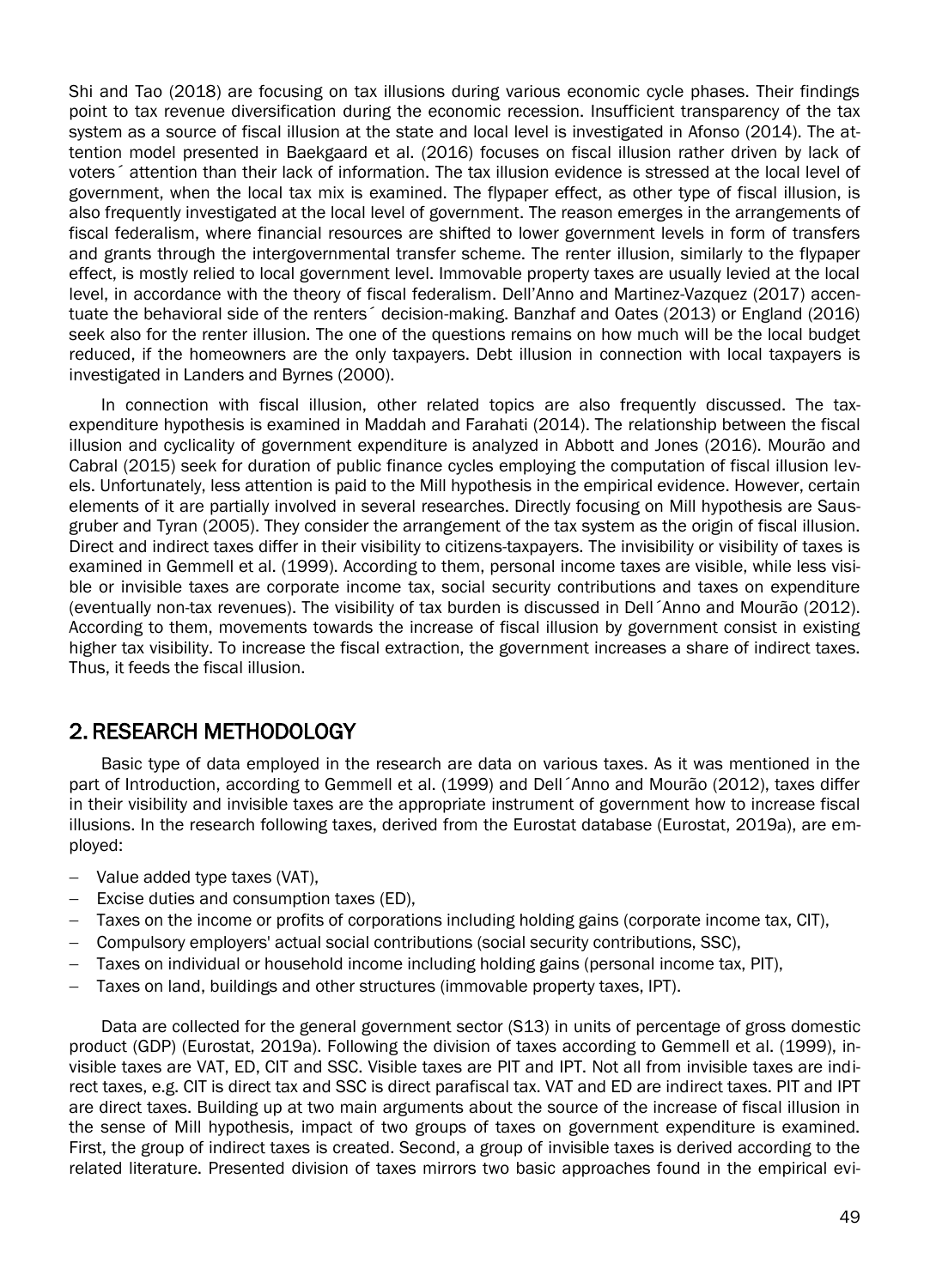Shi and Tao (2018) are focusing on tax illusions during various economic cycle phases. Their findings point to tax revenue diversification during the economic recession. Insufficient transparency of the tax system as a source of fiscal illusion at the state and local level is investigated in Afonso (2014). The attention model presented in Baekgaard et al. (2016) focuses on fiscal illusion rather driven by lack of voters´ attention than their lack of information. The tax illusion evidence is stressed at the local level of government, when the local tax mix is examined. The flypaper effect, as other type of fiscal illusion, is also frequently investigated at the local level of government. The reason emerges in the arrangements of fiscal federalism, where financial resources are shifted to lower government levels in form of transfers and grants through the intergovernmental transfer scheme. The renter illusion, similarly to the flypaper effect, is mostly relied to local government level. Immovable property taxes are usually levied at the local level, in accordance with the theory of fiscal federalism. Dell'Anno and Martinez-Vazquez (2017) accentuate the behavioral side of the renters´ decision-making. Banzhaf and Oates (2013) or England (2016) seek also for the renter illusion. The one of the questions remains on how much will be the local budget reduced, if the homeowners are the only taxpayers. Debt illusion in connection with local taxpayers is investigated in Landers and Byrnes (2000).

In connection with fiscal illusion, other related topics are also frequently discussed. The tax-expenditure hypothesis is examined in Maddah and Farahati (2014). The relationship between the fiscal illusion and cyclicality of government expenditure is analyzed in Abbott and Jones (2016). Mourão and Cabral (2015) seek for duration of public finance cycles employing the computation of fiscal illusion levels. Unfortunately, less attention is paid to the Mill hypothesis in the empirical evidence. However, certain elements of it are partially involved in several researches. Directly focusing on Mill hypothesis are Sausgruber and Tyran (2005). They consider the arrangement of the tax system as the origin of fiscal illusion. Direct and indirect taxes differ in their visibility to citizens-taxpayers. The invisibility or visibility of taxes is examined in Gemmell et al. (1999). According to them, personal income taxes are visible, while less visible or invisible taxes are corporate income tax, social security contributions and taxes on expenditure (eventually non-tax revenues). The visibility of tax burden is discussed in Dell´Anno and Mourão (2012). According to them, movements towards the increase of fiscal illusion by government consist in existing higher tax visibility. To increase the fiscal extraction, the government increases a share of indirect taxes. Thus, it feeds the fiscal illusion.

## 2. RESEARCH METHODOLOGY

Basic type of data employed in the research are data on various taxes. As it was mentioned in the part of Introduction, according to Gemmell et al. (1999) and Dell´Anno and Mourão (2012), taxes differ in their visibility and invisible taxes are the appropriate instrument of government how to increase fiscal illusions. In the research following taxes, derived from the Eurostat database (Eurostat, 2019a), are employed:

- Value added type taxes (VAT),
- Excise duties and consumption taxes (ED),
- Taxes on the income or profits of corporations including holding gains (corporate income tax, CIT),
- Compulsory employers' actual social contributions (social security contributions, SSC),
- Taxes on individual or household income including holding gains (personal income tax, PIT),
- Taxes on land, buildings and other structures (immovable property taxes, IPT).

Data are collected for the general government sector (S13) in units of percentage of gross domestic product (GDP) (Eurostat, 2019a). Following the division of taxes according to Gemmell et al. (1999), invisible taxes are VAT, ED, CIT and SSC. Visible taxes are PIT and IPT. Not all from invisible taxes are indirect taxes, e.g. CIT is direct tax and SSC is direct parafiscal tax. VAT and ED are indirect taxes. PIT and IPT are direct taxes. Building up at two main arguments about the source of the increase of fiscal illusion in the sense of Mill hypothesis, impact of two groups of taxes on government expenditure is examined. First, the group of indirect taxes is created. Second, a group of invisible taxes is derived according to the related literature. Presented division of taxes mirrors two basic approaches found in the empirical evi-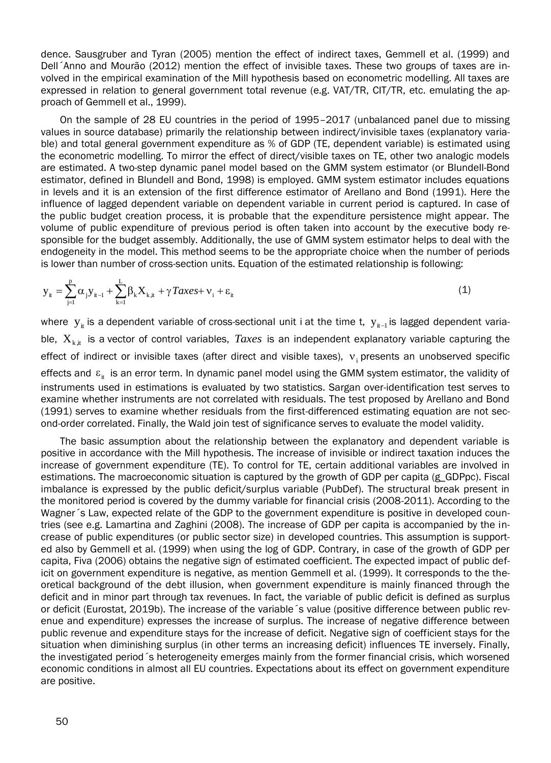dence. Sausgruber and Tyran (2005) mention the effect of indirect taxes, Gemmell et al. (1999) and Dell´Anno and Mourão (2012) mention the effect of invisible taxes. These two groups of taxes are involved in the empirical examination of the Mill hypothesis based on econometric modelling. All taxes are expressed in relation to general government total revenue (e.g. VAT/TR, CIT/TR, etc. emulating the approach of Gemmell et al., 1999).

On the sample of 28 EU countries in the period of 1995–2017 (unbalanced panel due to missing values in source database) primarily the relationship between indirect/invisible taxes (explanatory variable) and total general government expenditure as % of GDP (TE, dependent variable) is estimated using the econometric modelling. To mirror the effect of direct/visible taxes on TE, other two analogic models are estimated. A two-step dynamic panel model based on the GMM system estimator (or Blundell-Bond estimator, defined in Blundell and Bond, 1998) is employed. GMM system estimator includes equations in levels and it is an extension of the first difference estimator of Arellano and Bond (1991). Here the influence of lagged dependent variable on dependent variable in current period is captured. In case of the public budget creation process, it is probable that the expenditure persistence might appear. The volume of public expenditure of previous period is often taken into account by the executive body responsible for the budget assembly. Additionally, the use of GMM system estimator helps to deal with the endogeneity in the model. This method seems to be the appropriate choice when the number of periods is lower than number of cross-section units. Equation of the estimated relationship is following:

$$y_{it} = \sum_{j=1}^{p} \alpha_j y_{it-1} + \sum_{k=1}^{L} \beta_k X_{k,it} + \gamma \, Taxes + \nu_i + \varepsilon_{it} \tag{1}$$

where $y_{it}$ is a dependent variable of cross-sectional unit i at the time t, $y_{it-1}$ is lagged dependent variable, $X_{k,it}$ is a vector of control variables, $Taxes$ is an independent explanatory variable capturing the effect of indirect or invisible taxes (after direct and visible taxes), $\nu_i$ presents an unobserved specific effects and $\varepsilon_{it}$ is an error term. In dynamic panel model using the GMM system estimator, the validity of instruments used in estimations is evaluated by two statistics. Sargan over-identification test serves to examine whether instruments are not correlated with residuals. The test proposed by Arellano and Bond (1991) serves to examine whether residuals from the first-differenced estimating equation are not second-order correlated. Finally, the Wald join test of significance serves to evaluate the model validity.

The basic assumption about the relationship between the explanatory and dependent variable is positive in accordance with the Mill hypothesis. The increase of invisible or indirect taxation induces the increase of government expenditure (TE). To control for TE, certain additional variables are involved in estimations. The macroeconomic situation is captured by the growth of GDP per capita (g_GDPpc). Fiscal imbalance is expressed by the public deficit/surplus variable (PubDef). The structural break present in the monitored period is covered by the dummy variable for financial crisis (2008-2011). According to the Wagner´s Law, expected relate of the GDP to the government expenditure is positive in developed countries (see e.g. Lamartina and Zaghini (2008). The increase of GDP per capita is accompanied by the increase of public expenditures (or public sector size) in developed countries. This assumption is supported also by Gemmell et al. (1999) when using the log of GDP. Contrary, in case of the growth of GDP per capita, Fiva (2006) obtains the negative sign of estimated coefficient. The expected impact of public deficit on government expenditure is negative, as mention Gemmell et al. (1999). It corresponds to the theoretical background of the debt illusion, when government expenditure is mainly financed through the deficit and in minor part through tax revenues. In fact, the variable of public deficit is defined as surplus or deficit (Eurostat, 2019b). The increase of the variable´s value (positive difference between public revenue and expenditure) expresses the increase of surplus. The increase of negative difference between public revenue and expenditure stays for the increase of deficit. Negative sign of coefficient stays for the situation when diminishing surplus (in other terms an increasing deficit) influences TE inversely. Finally, the investigated period´s heterogeneity emerges mainly from the former financial crisis, which worsened economic conditions in almost all EU countries. Expectations about its effect on government expenditure are positive.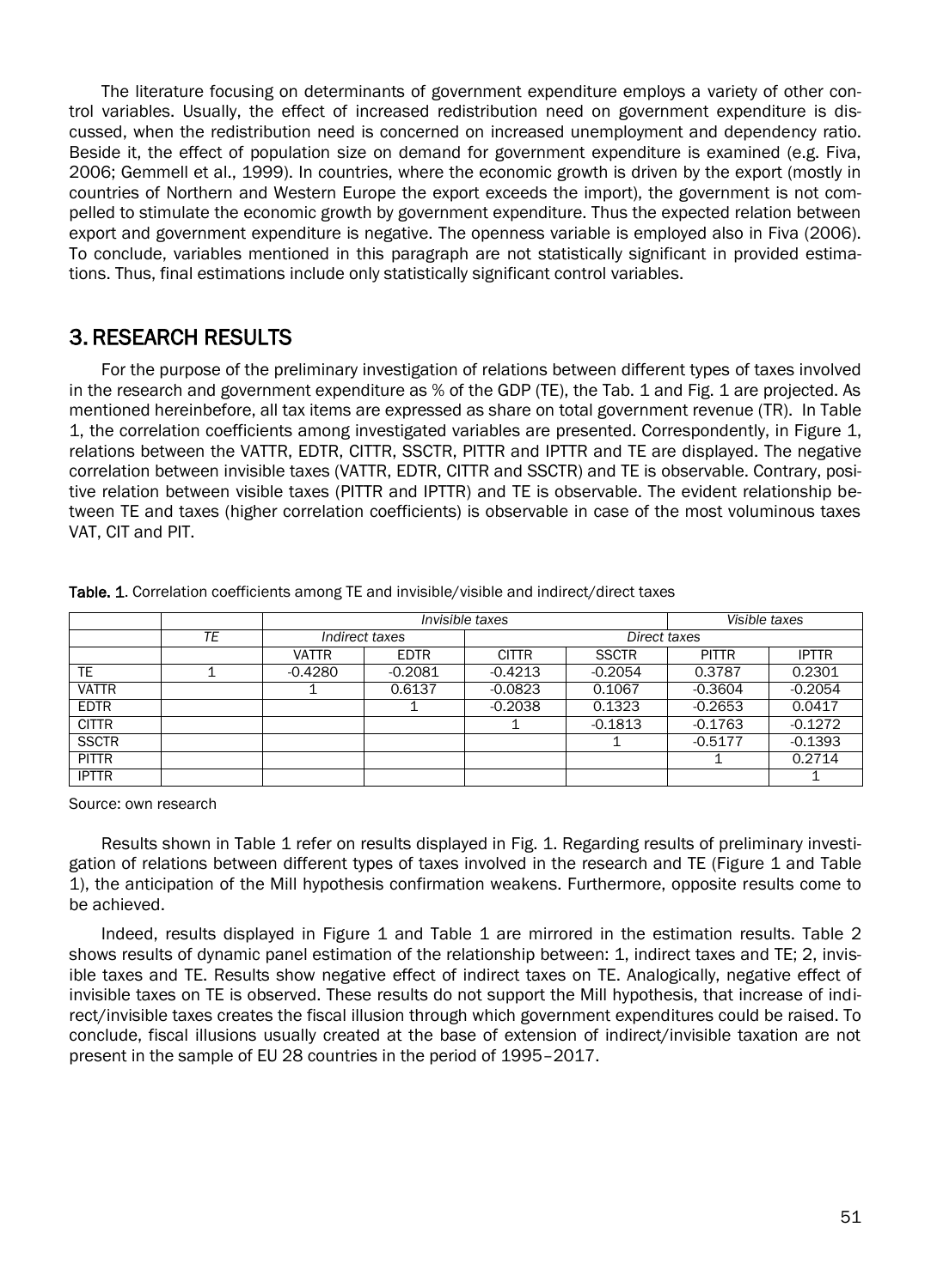The literature focusing on determinants of government expenditure employs a variety of other control variables. Usually, the effect of increased redistribution need on government expenditure is discussed, when the redistribution need is concerned on increased unemployment and dependency ratio. Beside it, the effect of population size on demand for government expenditure is examined (e.g. Fiva, 2006; Gemmell et al., 1999). In countries, where the economic growth is driven by the export (mostly in countries of Northern and Western Europe the export exceeds the import), the government is not compelled to stimulate the economic growth by government expenditure. Thus the expected relation between export and government expenditure is negative. The openness variable is employed also in Fiva (2006). To conclude, variables mentioned in this paragraph are not statistically significant in provided estimations. Thus, final estimations include only statistically significant control variables.

## 3. RESEARCH RESULTS

For the purpose of the preliminary investigation of relations between different types of taxes involved in the research and government expenditure as % of the GDP (TE), the Tab. 1 and Fig. 1 are projected. As mentioned hereinbefore, all tax items are expressed as share on total government revenue (TR). In Table 1, the correlation coefficients among investigated variables are presented. Correspondently, in Figure 1, relations between the VATTR, EDTR, CITTR, SSCTR, PITTR and IPTTR and TE are displayed. The negative correlation between invisible taxes (VATTR, EDTR, CITTR and SSCTR) and TE is observable. Contrary, positive relation between visible taxes (PITTR and IPTTR) and TE is observable. The evident relationship between TE and taxes (higher correlation coefficients) is observable in case of the most voluminous taxes VAT, CIT and PIT.

**Table. 1**. Correlation coefficients among TE and invisible/visible and indirect/direct taxes

| | | *Invisible taxes* | | | | *Visible taxes* | |
|---|---|---|---|---|---|---|---|
| | *TE* | *Indirect taxes* | | *Direct taxes* | | | |
| | | VATTR | EDTR | CITTR | SSCTR | PITTR | IPTTR |
| TE | 1 | -0.4280 | -0.2081 | -0.4213 | -0.2054 | 0.3787 | 0.2301 |
| VATTR | | 1 | 0.6137 | -0.0823 | 0.1067 | -0.3604 | -0.2054 |
| EDTR | | | 1 | -0.2038 | 0.1323 | -0.2653 | 0.0417 |
| CITTR | | | | 1 | -0.1813 | -0.1763 | -0.1272 |
| SSCTR | | | | | 1 | -0.5177 | -0.1393 |
| PITTR | | | | | | 1 | 0.2714 |
| IPTTR | | | | | | | 1 |

Source: own research

Results shown in Table 1 refer on results displayed in Fig. 1. Regarding results of preliminary investigation of relations between different types of taxes involved in the research and TE (Figure 1 and Table 1), the anticipation of the Mill hypothesis confirmation weakens. Furthermore, opposite results come to be achieved.

Indeed, results displayed in Figure 1 and Table 1 are mirrored in the estimation results. Table 2 shows results of dynamic panel estimation of the relationship between: 1, indirect taxes and TE; 2, invisible taxes and TE. Results show negative effect of indirect taxes on TE. Analogically, negative effect of invisible taxes on TE is observed. These results do not support the Mill hypothesis, that increase of indirect/invisible taxes creates the fiscal illusion through which government expenditures could be raised. To conclude, fiscal illusions usually created at the base of extension of indirect/invisible taxation are not present in the sample of EU 28 countries in the period of 1995–2017.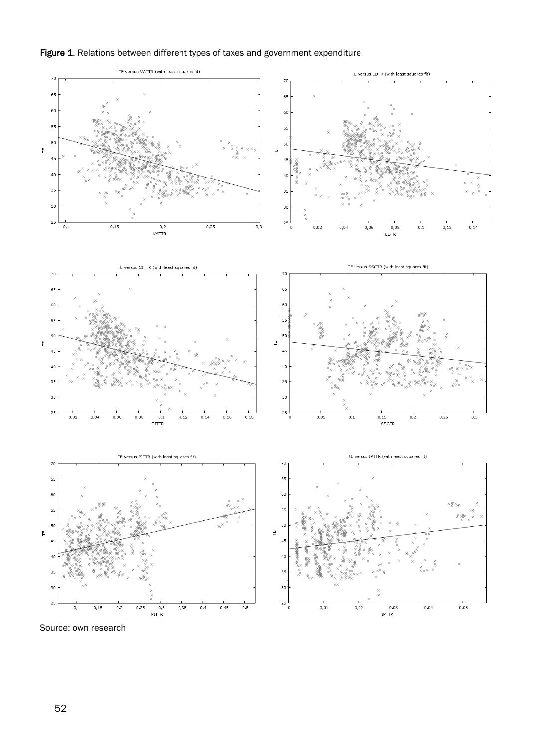**Figure 1**. Relations between different types of taxes and government expenditure

Source: own research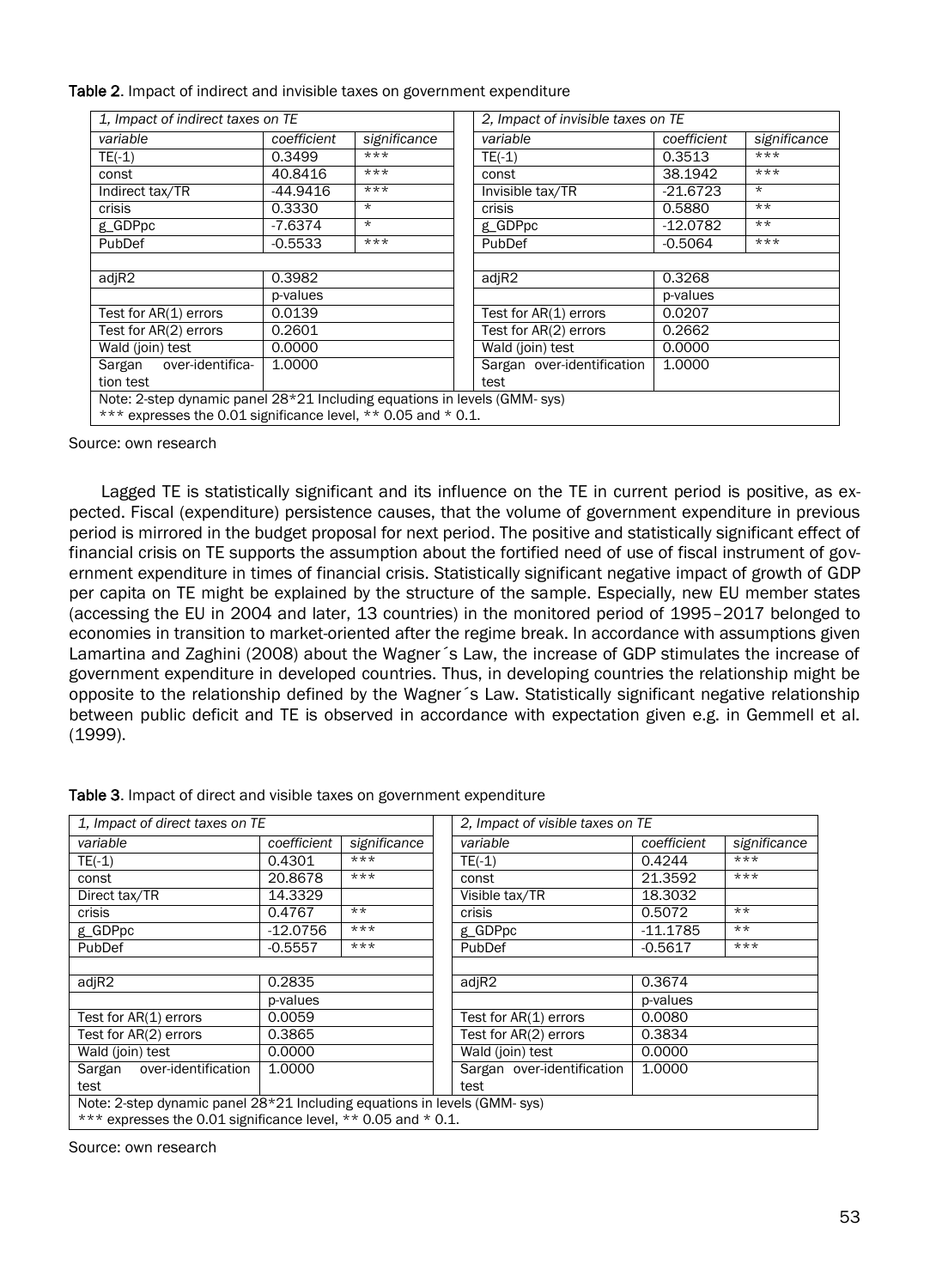**Table 2**. Impact of indirect and invisible taxes on government expenditure

| *1, Impact of indirect taxes on TE* | | | *2, Impact of invisible taxes on TE* | | |
|---|---|---|---|---|---|
| *variable* | *coefficient* | *significance* | *variable* | *coefficient* | *significance* |
| TE(-1) | 0.3499 | *** | TE(-1) | 0.3513 | *** |
| const | 40.8416 | *** | const | 38.1942 | *** |
| Indirect tax/TR | -44.9416 | *** | Invisible tax/TR | -21.6723 | * |
| crisis | 0.3330 | * | crisis | 0.5880 | ** |
| g_GDPpc | -7.6374 | * | g_GDPpc | -12.0782 | ** |
| PubDef | -0.5533 | *** | PubDef | -0.5064 | *** |
| | | | | | |
| adjR2 | 0.3982 | | adjR2 | 0.3268 | |
| | p-values | | | p-values | |
| Test for AR(1) errors | 0.0139 | | Test for AR(1) errors | 0.0207 | |
| Test for AR(2) errors | 0.2601 | | Test for AR(2) errors | 0.2662 | |
| Wald (join) test | 0.0000 | | Wald (join) test | 0.0000 | |
| Sargan over-identification test | 1.0000 | | Sargan over-identification test | 1.0000 | |

Note: 2-step dynamic panel 28*21 Including equations in levels (GMM- sys)
*** expresses the 0.01 significance level, ** 0.05 and * 0.1.

Source: own research

Lagged TE is statistically significant and its influence on the TE in current period is positive, as expected. Fiscal (expenditure) persistence causes, that the volume of government expenditure in previous period is mirrored in the budget proposal for next period. The positive and statistically significant effect of financial crisis on TE supports the assumption about the fortified need of use of fiscal instrument of government expenditure in times of financial crisis. Statistically significant negative impact of growth of GDP per capita on TE might be explained by the structure of the sample. Especially, new EU member states (accessing the EU in 2004 and later, 13 countries) in the monitored period of 1995–2017 belonged to economies in transition to market-oriented after the regime break. In accordance with assumptions given Lamartina and Zaghini (2008) about the Wagner´s Law, the increase of GDP stimulates the increase of government expenditure in developed countries. Thus, in developing countries the relationship might be opposite to the relationship defined by the Wagner´s Law. Statistically significant negative relationship between public deficit and TE is observed in accordance with expectation given e.g. in Gemmell et al. (1999).

**Table 3**. Impact of direct and visible taxes on government expenditure

| *1, Impact of direct taxes on TE* | | | *2, Impact of visible taxes on TE* | | |
|---|---|---|---|---|---|
| *variable* | *coefficient* | *significance* | *variable* | *coefficient* | *significance* |
| TE(-1) | 0.4301 | *** | TE(-1) | 0.4244 | *** |
| const | 20.8678 | *** | const | 21.3592 | *** |
| Direct tax/TR | 14.3329 | | Visible tax/TR | 18.3032 | |
| crisis | 0.4767 | ** | crisis | 0.5072 | ** |
| g_GDPpc | -12.0756 | *** | g_GDPpc | -11.1785 | ** |
| PubDef | -0.5557 | *** | PubDef | -0.5617 | *** |
| | | | | | |
| adjR2 | 0.2835 | | adjR2 | 0.3674 | |
| | p-values | | | p-values | |
| Test for AR(1) errors | 0.0059 | | Test for AR(1) errors | 0.0080 | |
| Test for AR(2) errors | 0.3865 | | Test for AR(2) errors | 0.3834 | |
| Wald (join) test | 0.0000 | | Wald (join) test | 0.0000 | |
| Sargan over-identification test | 1.0000 | | Sargan over-identification test | 1.0000 | |

Note: 2-step dynamic panel 28*21 Including equations in levels (GMM- sys)
*** expresses the 0.01 significance level, ** 0.05 and * 0.1.

Source: own research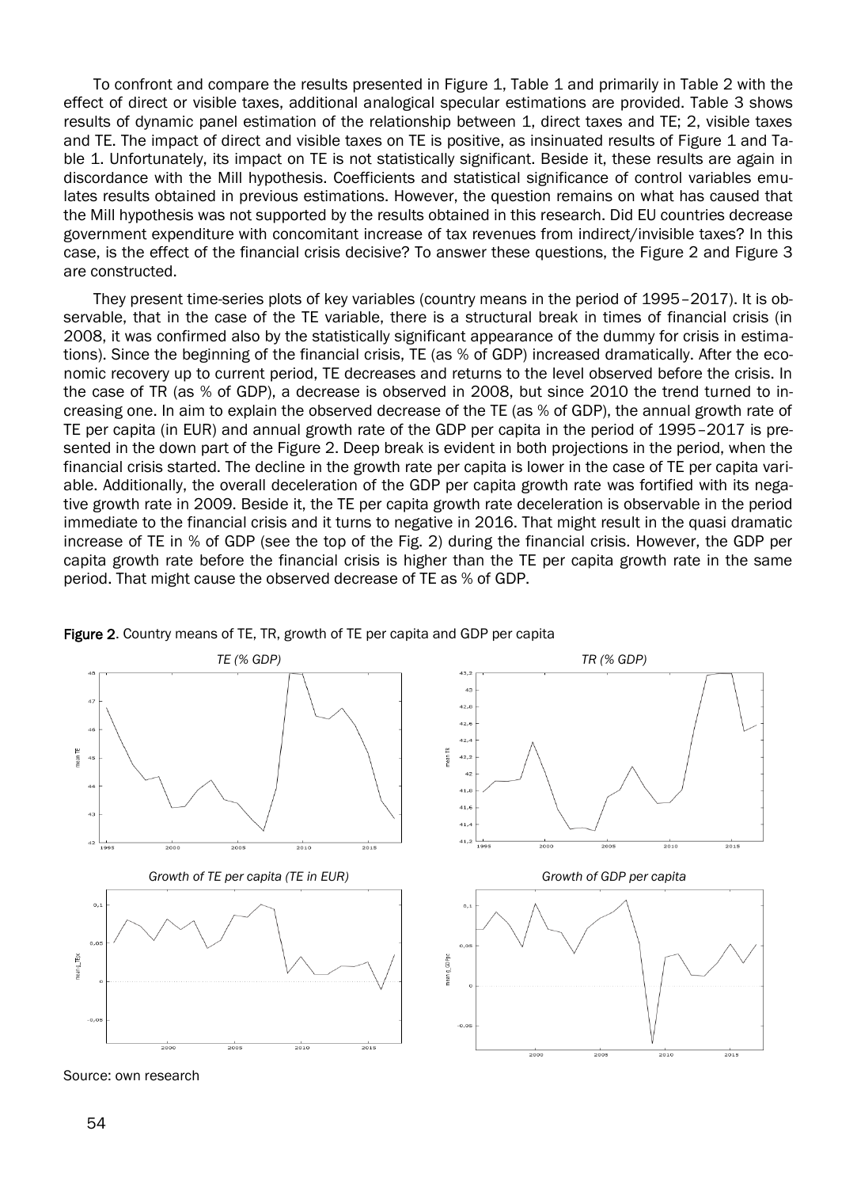To confront and compare the results presented in Figure 1, Table 1 and primarily in Table 2 with the effect of direct or visible taxes, additional analogical specular estimations are provided. Table 3 shows results of dynamic panel estimation of the relationship between 1, direct taxes and TE; 2, visible taxes and TE. The impact of direct and visible taxes on TE is positive, as insinuated results of Figure 1 and Table 1. Unfortunately, its impact on TE is not statistically significant. Beside it, these results are again in discordance with the Mill hypothesis. Coefficients and statistical significance of control variables emulates results obtained in previous estimations. However, the question remains on what has caused that the Mill hypothesis was not supported by the results obtained in this research. Did EU countries decrease government expenditure with concomitant increase of tax revenues from indirect/invisible taxes? In this case, is the effect of the financial crisis decisive? To answer these questions, the Figure 2 and Figure 3 are constructed.

They present time-series plots of key variables (country means in the period of 1995–2017). It is observable, that in the case of the TE variable, there is a structural break in times of financial crisis (in 2008, it was confirmed also by the statistically significant appearance of the dummy for crisis in estimations). Since the beginning of the financial crisis, TE (as % of GDP) increased dramatically. After the economic recovery up to current period, TE decreases and returns to the level observed before the crisis. In the case of TR (as % of GDP), a decrease is observed in 2008, but since 2010 the trend turned to increasing one. In aim to explain the observed decrease of the TE (as % of GDP), the annual growth rate of TE per capita (in EUR) and annual growth rate of the GDP per capita in the period of 1995–2017 is presented in the down part of the Figure 2. Deep break is evident in both projections in the period, when the financial crisis started. The decline in the growth rate per capita is lower in the case of TE per capita variable. Additionally, the overall deceleration of the GDP per capita growth rate was fortified with its negative growth rate in 2009. Beside it, the TE per capita growth rate deceleration is observable in the period immediate to the financial crisis and it turns to negative in 2016. That might result in the quasi dramatic increase of TE in % of GDP (see the top of the Fig. 2) during the financial crisis. However, the GDP per capita growth rate before the financial crisis is higher than the TE per capita growth rate in the same period. That might cause the observed decrease of TE as % of GDP.

**Figure 2**. Country means of TE, TR, growth of TE per capita and GDP per capita

Source: own research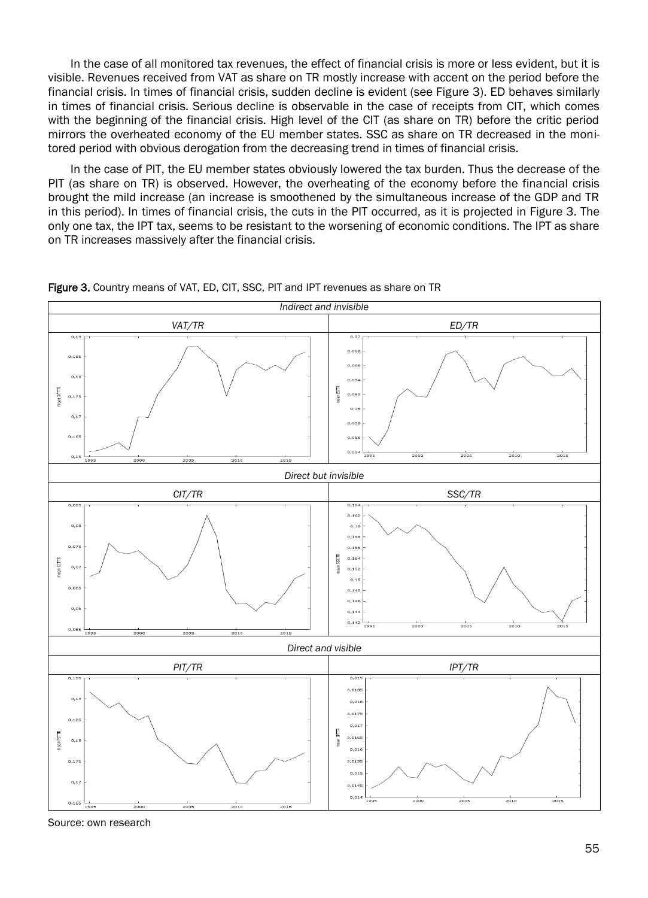In the case of all monitored tax revenues, the effect of financial crisis is more or less evident, but it is visible. Revenues received from VAT as share on TR mostly increase with accent on the period before the financial crisis. In times of financial crisis, sudden decline is evident (see Figure 3). ED behaves similarly in times of financial crisis. Serious decline is observable in the case of receipts from CIT, which comes with the beginning of the financial crisis. High level of the CIT (as share on TR) before the critic period mirrors the overheated economy of the EU member states. SSC as share on TR decreased in the monitored period with obvious derogation from the decreasing trend in times of financial crisis.

In the case of PIT, the EU member states obviously lowered the tax burden. Thus the decrease of the PIT (as share on TR) is observed. However, the overheating of the economy before the financial crisis brought the mild increase (an increase is smoothened by the simultaneous increase of the GDP and TR in this period). In times of financial crisis, the cuts in the PIT occurred, as it is projected in Figure 3. The only one tax, the IPT tax, seems to be resistant to the worsening of economic conditions. The IPT as share on TR increases massively after the financial crisis.

**Figure 3.** Country means of VAT, ED, CIT, SSC, PIT and IPT revenues as share on TR

Source: own research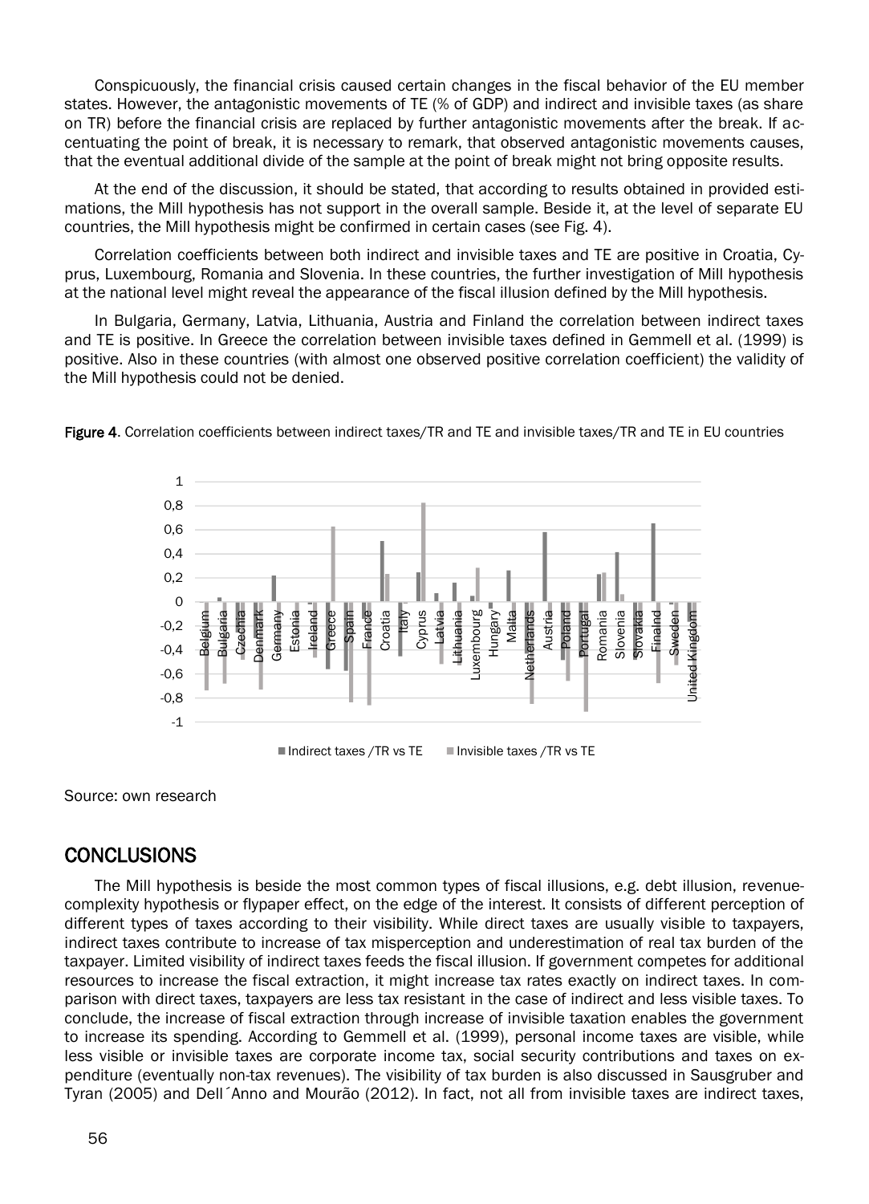Conspicuously, the financial crisis caused certain changes in the fiscal behavior of the EU member states. However, the antagonistic movements of TE (% of GDP) and indirect and invisible taxes (as share on TR) before the financial crisis are replaced by further antagonistic movements after the break. If accentuating the point of break, it is necessary to remark, that observed antagonistic movements causes, that the eventual additional divide of the sample at the point of break might not bring opposite results.

At the end of the discussion, it should be stated, that according to results obtained in provided estimations, the Mill hypothesis has not support in the overall sample. Beside it, at the level of separate EU countries, the Mill hypothesis might be confirmed in certain cases (see Fig. 4).

Correlation coefficients between both indirect and invisible taxes and TE are positive in Croatia, Cyprus, Luxembourg, Romania and Slovenia. In these countries, the further investigation of Mill hypothesis at the national level might reveal the appearance of the fiscal illusion defined by the Mill hypothesis.

In Bulgaria, Germany, Latvia, Lithuania, Austria and Finland the correlation between indirect taxes and TE is positive. In Greece the correlation between invisible taxes defined in Gemmell et al. (1999) is positive. Also in these countries (with almost one observed positive correlation coefficient) the validity of the Mill hypothesis could not be denied.

**Figure 4**. Correlation coefficients between indirect taxes/TR and TE and invisible taxes/TR and TE in EU countries

Source: own research

## CONCLUSIONS

The Mill hypothesis is beside the most common types of fiscal illusions, e.g. debt illusion, revenue-complexity hypothesis or flypaper effect, on the edge of the interest. It consists of different perception of different types of taxes according to their visibility. While direct taxes are usually visible to taxpayers, indirect taxes contribute to increase of tax misperception and underestimation of real tax burden of the taxpayer. Limited visibility of indirect taxes feeds the fiscal illusion. If government competes for additional resources to increase the fiscal extraction, it might increase tax rates exactly on indirect taxes. In comparison with direct taxes, taxpayers are less tax resistant in the case of indirect and less visible taxes. To conclude, the increase of fiscal extraction through increase of invisible taxation enables the government to increase its spending. According to Gemmell et al. (1999), personal income taxes are visible, while less visible or invisible taxes are corporate income tax, social security contributions and taxes on expenditure (eventually non-tax revenues). The visibility of tax burden is also discussed in Sausgruber and Tyran (2005) and Dell´Anno and Mourão (2012). In fact, not all from invisible taxes are indirect taxes,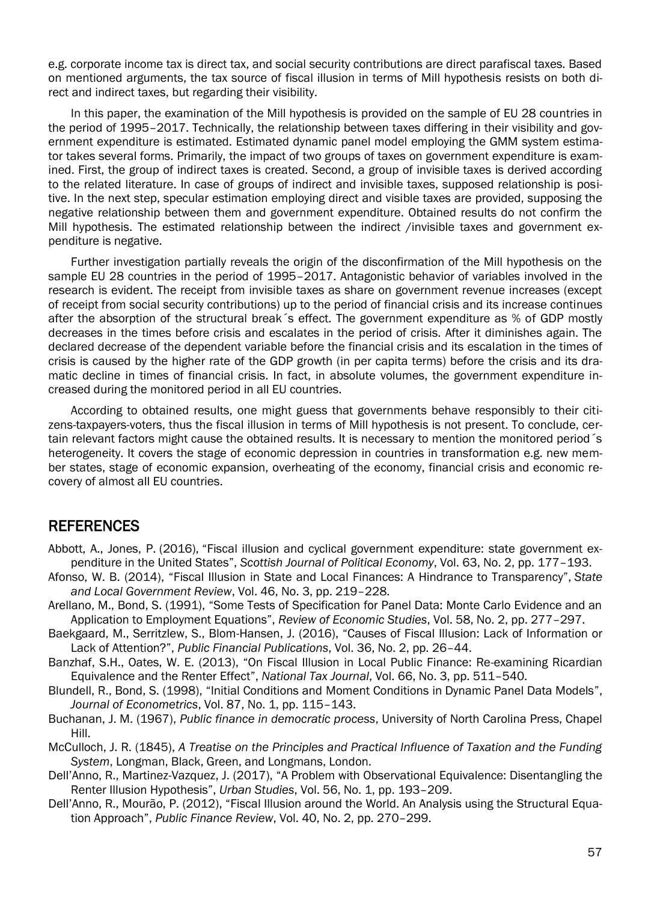e.g. corporate income tax is direct tax, and social security contributions are direct parafiscal taxes. Based on mentioned arguments, the tax source of fiscal illusion in terms of Mill hypothesis resists on both direct and indirect taxes, but regarding their visibility.

In this paper, the examination of the Mill hypothesis is provided on the sample of EU 28 countries in the period of 1995–2017. Technically, the relationship between taxes differing in their visibility and government expenditure is estimated. Estimated dynamic panel model employing the GMM system estimator takes several forms. Primarily, the impact of two groups of taxes on government expenditure is examined. First, the group of indirect taxes is created. Second, a group of invisible taxes is derived according to the related literature. In case of groups of indirect and invisible taxes, supposed relationship is positive. In the next step, specular estimation employing direct and visible taxes are provided, supposing the negative relationship between them and government expenditure. Obtained results do not confirm the Mill hypothesis. The estimated relationship between the indirect /invisible taxes and government expenditure is negative.

Further investigation partially reveals the origin of the disconfirmation of the Mill hypothesis on the sample EU 28 countries in the period of 1995–2017. Antagonistic behavior of variables involved in the research is evident. The receipt from invisible taxes as share on government revenue increases (except of receipt from social security contributions) up to the period of financial crisis and its increase continues after the absorption of the structural break´s effect. The government expenditure as % of GDP mostly decreases in the times before crisis and escalates in the period of crisis. After it diminishes again. The declared decrease of the dependent variable before the financial crisis and its escalation in the times of crisis is caused by the higher rate of the GDP growth (in per capita terms) before the crisis and its dramatic decline in times of financial crisis. In fact, in absolute volumes, the government expenditure increased during the monitored period in all EU countries.

According to obtained results, one might guess that governments behave responsibly to their citizens-taxpayers-voters, thus the fiscal illusion in terms of Mill hypothesis is not present. To conclude, certain relevant factors might cause the obtained results. It is necessary to mention the monitored period´s heterogeneity. It covers the stage of economic depression in countries in transformation e.g. new member states, stage of economic expansion, overheating of the economy, financial crisis and economic recovery of almost all EU countries.

## REFERENCES

Abbott, A., Jones, P. (2016), "Fiscal illusion and cyclical government expenditure: state government expenditure in the United States", *Scottish Journal of Political Economy*, Vol. 63, No. 2, pp. 177–193.

Afonso, W. B. (2014), "Fiscal Illusion in State and Local Finances: A Hindrance to Transparency", *State and Local Government Review*, Vol. 46, No. 3, pp. 219–228.

Arellano, M., Bond, S. (1991), "Some Tests of Specification for Panel Data: Monte Carlo Evidence and an Application to Employment Equations", *Review of Economic Studies*, Vol. 58, No. 2, pp. 277–297.

Baekgaard, M., Serritzlew, S., Blom-Hansen, J. (2016), "Causes of Fiscal Illusion: Lack of Information or Lack of Attention?", *Public Financial Publications*, Vol. 36, No. 2, pp. 26–44.

Banzhaf, S.H., Oates, W. E. (2013), "On Fiscal Illusion in Local Public Finance: Re-examining Ricardian Equivalence and the Renter Effect", *National Tax Journal*, Vol. 66, No. 3, pp. 511–540.

Blundell, R., Bond, S. (1998), "Initial Conditions and Moment Conditions in Dynamic Panel Data Models", *Journal of Econometrics*, Vol. 87, No. 1, pp. 115–143.

Buchanan, J. M. (1967), *Public finance in democratic process*, University of North Carolina Press, Chapel Hill.

McCulloch, J. R. (1845), *A Treatise on the Principles and Practical Influence of Taxation and the Funding System*, Longman, Black, Green, and Longmans, London.

Dell'Anno, R., Martinez-Vazquez, J. (2017), "A Problem with Observational Equivalence: Disentangling the Renter Illusion Hypothesis", *Urban Studies*, Vol. 56, No. 1, pp. 193–209.

Dell'Anno, R., Mourão, P. (2012), "Fiscal Illusion around the World. An Analysis using the Structural Equation Approach", *Public Finance Review*, Vol. 40, No. 2, pp. 270–299.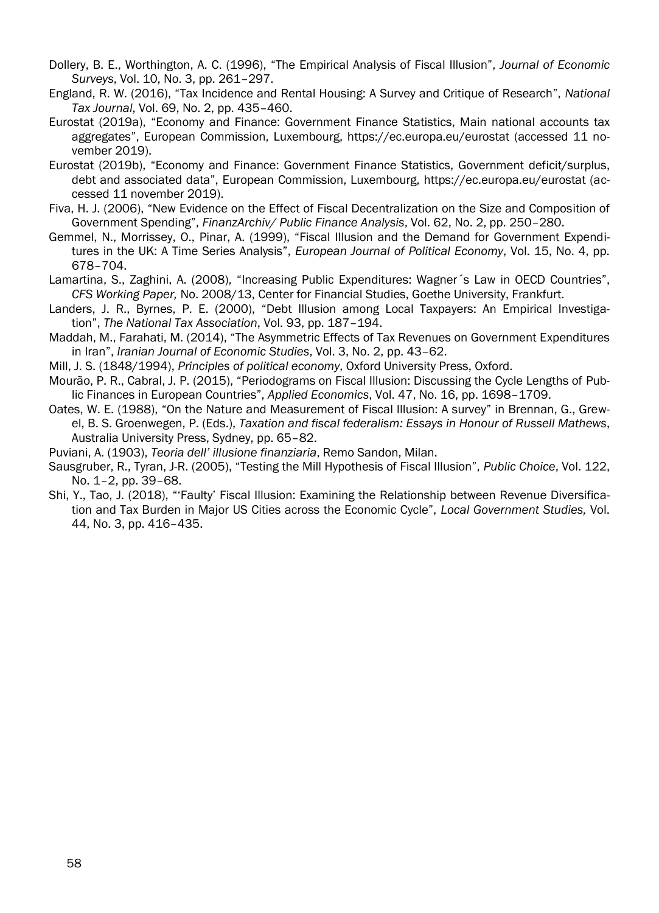Dollery, B. E., Worthington, A. C. (1996), "The Empirical Analysis of Fiscal Illusion", *Journal of Economic Surveys*, Vol. 10, No. 3, pp. 261–297.

England, R. W. (2016), "Tax Incidence and Rental Housing: A Survey and Critique of Research", *National Tax Journal*, Vol. 69, No. 2, pp. 435–460.

Eurostat (2019a), "Economy and Finance: Government Finance Statistics, Main national accounts tax aggregates", European Commission, Luxembourg, https://ec.europa.eu/eurostat (accessed 11 november 2019).

Eurostat (2019b), "Economy and Finance: Government Finance Statistics, Government deficit/surplus, debt and associated data", European Commission, Luxembourg, https://ec.europa.eu/eurostat (accessed 11 november 2019).

Fiva, H. J. (2006), "New Evidence on the Effect of Fiscal Decentralization on the Size and Composition of Government Spending", *FinanzArchiv/ Public Finance Analysis*, Vol. 62, No. 2, pp. 250–280.

Gemmel, N., Morrissey, O., Pinar, A. (1999), "Fiscal Illusion and the Demand for Government Expenditures in the UK: A Time Series Analysis", *European Journal of Political Economy*, Vol. 15, No. 4, pp. 678–704.

Lamartina, S., Zaghini, A. (2008), "Increasing Public Expenditures: Wagner´s Law in OECD Countries", *CFS Working Paper,* No. 2008/13, Center for Financial Studies, Goethe University, Frankfurt.

Landers, J. R., Byrnes, P. E. (2000), "Debt Illusion among Local Taxpayers: An Empirical Investigation", *The National Tax Association*, Vol. 93, pp. 187–194.

Maddah, M., Farahati, M. (2014), "The Asymmetric Effects of Tax Revenues on Government Expenditures in Iran", *Iranian Journal of Economic Studies*, Vol. 3, No. 2, pp. 43–62.

Mill, J. S. (1848/1994), *Principles of political economy*, Oxford University Press, Oxford.

Mourão, P. R., Cabral, J. P. (2015), "Periodograms on Fiscal Illusion: Discussing the Cycle Lengths of Public Finances in European Countries", *Applied Economics*, Vol. 47, No. 16, pp. 1698–1709.

Oates, W. E. (1988), "On the Nature and Measurement of Fiscal Illusion: A survey" in Brennan, G., Grewel, B. S. Groenwegen, P. (Eds.), *Taxation and fiscal federalism: Essays in Honour of Russell Mathews*, Australia University Press, Sydney, pp. 65–82.

Puviani, A. (1903), *Teoria dell' illusione finanziaria*, Remo Sandon, Milan.

Sausgruber, R., Tyran, J-R. (2005), "Testing the Mill Hypothesis of Fiscal Illusion", *Public Choice*, Vol. 122, No. 1–2, pp. 39–68.

Shi, Y., Tao, J. (2018), "'Faulty' Fiscal Illusion: Examining the Relationship between Revenue Diversification and Tax Burden in Major US Cities across the Economic Cycle", *Local Government Studies,* Vol. 44, No. 3, pp. 416–435.